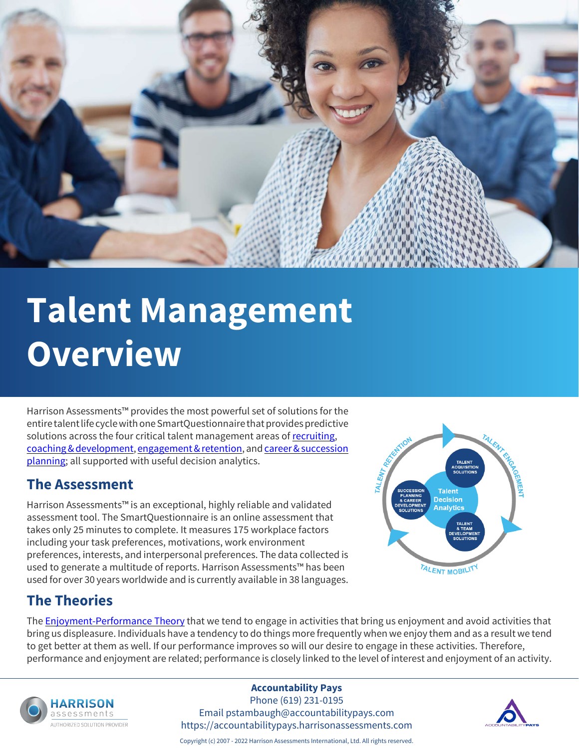# Talent Management Overview

Harrison Assessments™ provides the most powerful set of solutions for the entire talent life cycle with one SmartQuestionnaire that provides predictive solutions across the four critical talent management areas of recruiting, coaching & development, engagement & retention, and career & succession planning; all supported with useful decision analytics.

## The Assessment

Harrison Assessments™ is an exceptional, highly reliable and validated assessment tool. The SmartQuestionnaire is an online assessment that takes only 25 minutes to complete. It measures 175 workplace factors including your task preferences, motivations, work environment preferences, interests, and interpersonal preferences. The data collected is used to generate a multitude of reports. Harrison Assessments™ has been used for over 30 years worldwide and is currently available in 38 languages.

## The Theories

The Enjoyment-Performance Theory that we tend to engage in activities that bring us enjoyment and avoid activities that bring us displeasure. Individuals have a tendency to do things more frequently when we enjoy them and as a result we tend to get better at them as well. If our performance improves so will our desire to engage in these activities. Therefore, performance and enjoyment are related; performance is closely linked to the level of interest and enjoyment of an activity.

**Accountability Pays**
Phone (619) 231-0195
Email pstambaugh@accountabilitypays.com
https://accountabilitypays.harrisonassessments.com

Copyright (c) 2007 - 2022 Harrison Assessments International, Ltd. All rights reserved.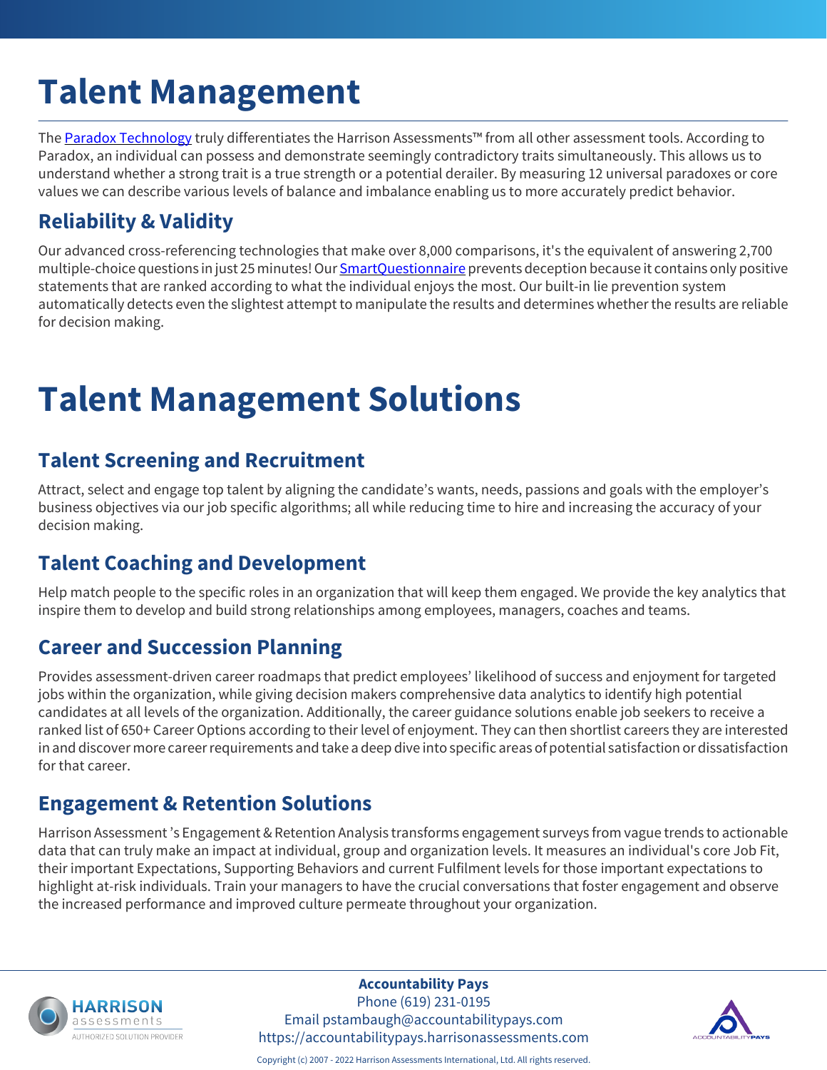# Talent Management

The [Paradox Technology] truly differentiates the Harrison Assessments™ from all other assessment tools. According to Paradox, an individual can possess and demonstrate seemingly contradictory traits simultaneously. This allows us to understand whether a strong trait is a true strength or a potential derailer. By measuring 12 universal paradoxes or core values we can describe various levels of balance and imbalance enabling us to more accurately predict behavior.

## Reliability & Validity

Our advanced cross-referencing technologies that make over 8,000 comparisons, it's the equivalent of answering 2,700 multiple-choice questions in just 25 minutes! Our [SmartQuestionnaire] prevents deception because it contains only positive statements that are ranked according to what the individual enjoys the most. Our built-in lie prevention system automatically detects even the slightest attempt to manipulate the results and determines whether the results are reliable for decision making.

# Talent Management Solutions

## Talent Screening and Recruitment

Attract, select and engage top talent by aligning the candidate's wants, needs, passions and goals with the employer's business objectives via our job specific algorithms; all while reducing time to hire and increasing the accuracy of your decision making.

## Talent Coaching and Development

Help match people to the specific roles in an organization that will keep them engaged. We provide the key analytics that inspire them to develop and build strong relationships among employees, managers, coaches and teams.

## Career and Succession Planning

Provides assessment-driven career roadmaps that predict employees' likelihood of success and enjoyment for targeted jobs within the organization, while giving decision makers comprehensive data analytics to identify high potential candidates at all levels of the organization. Additionally, the career guidance solutions enable job seekers to receive a ranked list of 650+ Career Options according to their level of enjoyment. They can then shortlist careers they are interested in and discover more career requirements and take a deep dive into specific areas of potential satisfaction or dissatisfaction for that career.

## Engagement & Retention Solutions

Harrison Assessment 's Engagement & Retention Analysis transforms engagement surveys from vague trends to actionable data that can truly make an impact at individual, group and organization levels. It measures an individual's core Job Fit, their important Expectations, Supporting Behaviors and current Fulfilment levels for those important expectations to highlight at-risk individuals. Train your managers to have the crucial conversations that foster engagement and observe the increased performance and improved culture permeate throughout your organization.

HARRISON assessments AUTHORIZED SOLUTION PROVIDER

**Accountability Pays**
Phone (619) 231-0195
Email pstambaugh@accountabilitypays.com
https://accountabilitypays.harrisonassessments.com

ACCOUNTABILITYPAYS

Copyright (c) 2007 - 2022 Harrison Assessments International, Ltd. All rights reserved.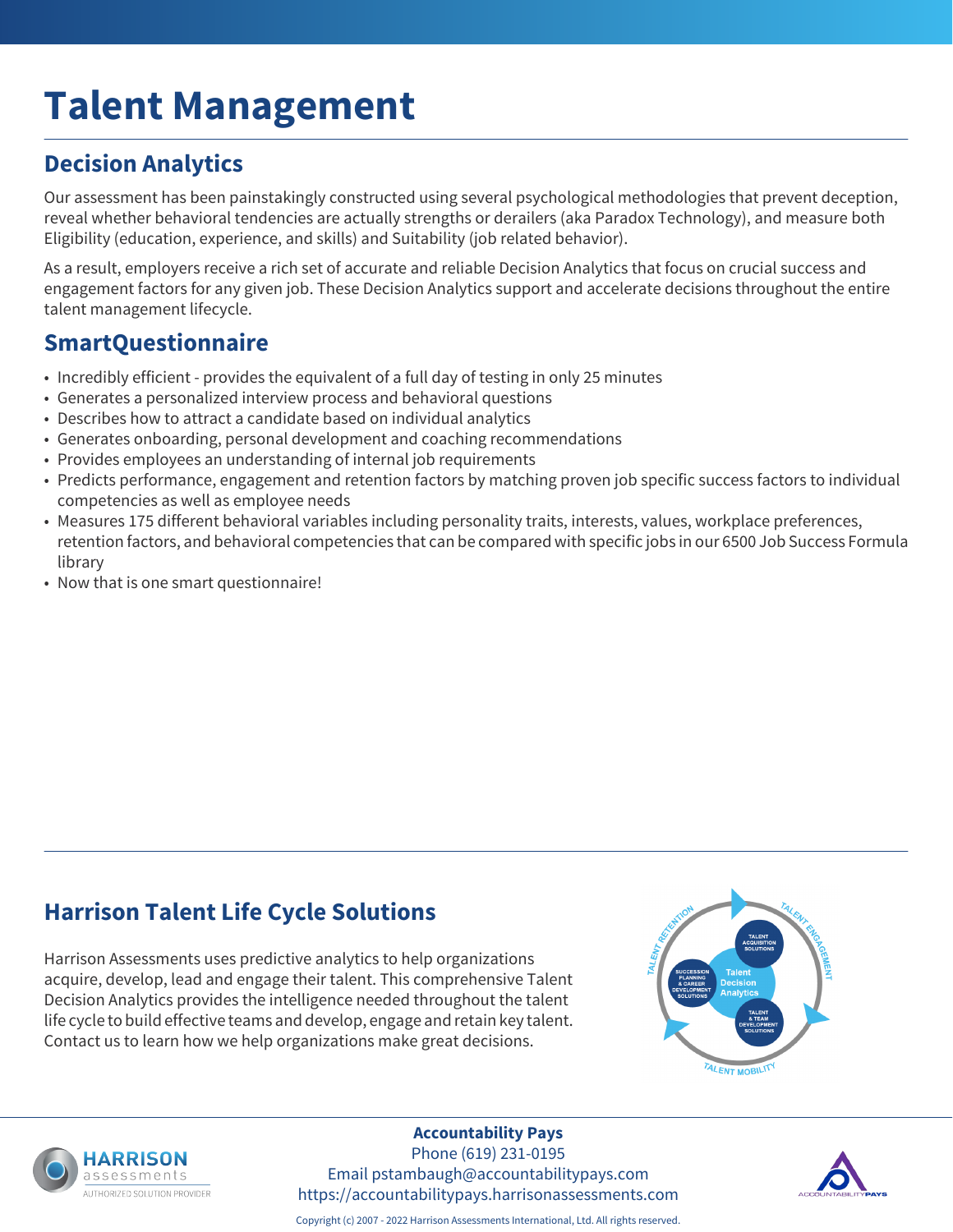# Talent Management

## Decision Analytics

Our assessment has been painstakingly constructed using several psychological methodologies that prevent deception, reveal whether behavioral tendencies are actually strengths or derailers (aka Paradox Technology), and measure both Eligibility (education, experience, and skills) and Suitability (job related behavior).

As a result, employers receive a rich set of accurate and reliable Decision Analytics that focus on crucial success and engagement factors for any given job. These Decision Analytics support and accelerate decisions throughout the entire talent management lifecycle.

## SmartQuestionnaire

- Incredibly efficient - provides the equivalent of a full day of testing in only 25 minutes
- Generates a personalized interview process and behavioral questions
- Describes how to attract a candidate based on individual analytics
- Generates onboarding, personal development and coaching recommendations
- Provides employees an understanding of internal job requirements
- Predicts performance, engagement and retention factors by matching proven job specific success factors to individual competencies as well as employee needs
- Measures 175 different behavioral variables including personality traits, interests, values, workplace preferences, retention factors, and behavioral competencies that can be compared with specific jobs in our 6500 Job Success Formula library
- Now that is one smart questionnaire!

## Harrison Talent Life Cycle Solutions

Harrison Assessments uses predictive analytics to help organizations acquire, develop, lead and engage their talent. This comprehensive Talent Decision Analytics provides the intelligence needed throughout the talent life cycle to build effective teams and develop, engage and retain key talent. Contact us to learn how we help organizations make great decisions.

TALENT RETENTION
TALENT ENGAGEMENT
TALENT MOBILITY
TALENT ACQUISITION SOLUTIONS
Talent Decision Analytics
SUCCESSION PLANNING & CAREER DEVELOPMENT SOLUTIONS
TALENT & TEAM DEVELOPMENT SOLUTIONS

HARRISON assessments
AUTHORIZED SOLUTION PROVIDER

**Accountability Pays**
Phone (619) 231-0195
Email pstambaugh@accountabilitypays.com
https://accountabilitypays.harrisonassessments.com

Copyright (c) 2007 - 2022 Harrison Assessments International, Ltd. All rights reserved.